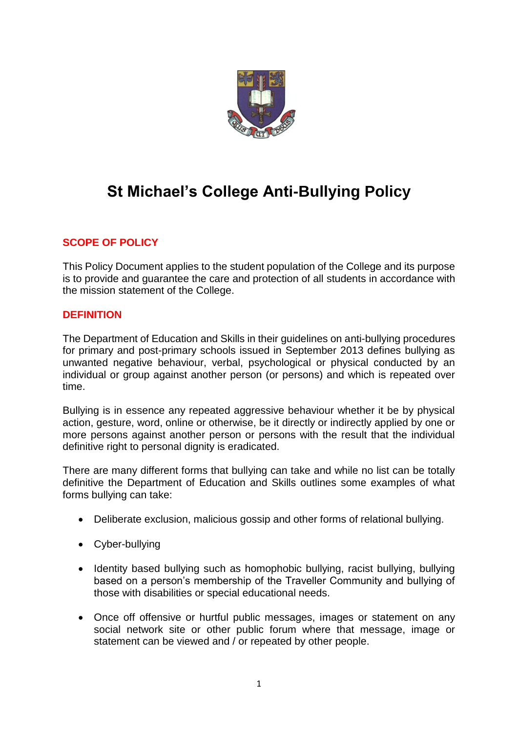# St Michael's College Anti-Bullying Policy

## SCOPE OF POLICY

This Policy Document applies to the student population of the College and its purpose is to provide and guarantee the care and protection of all students in accordance with the mission statement of the College.

## DEFINITION

The Department of Education and Skills in their guidelines on anti-bullying procedures for primary and post-primary schools issued in September 2013 defines bullying as unwanted negative behaviour, verbal, psychological or physical conducted by an individual or group against another person (or persons) and which is repeated over time.

Bullying is in essence any repeated aggressive behaviour whether it be by physical action, gesture, word, online or otherwise, be it directly or indirectly applied by one or more persons against another person or persons with the result that the individual definitive right to personal dignity is eradicated.

There are many different forms that bullying can take and while no list can be totally definitive the Department of Education and Skills outlines some examples of what forms bullying can take:

- Deliberate exclusion, malicious gossip and other forms of relational bullying.
- Cyber-bullying
- Identity based bullying such as homophobic bullying, racist bullying, bullying based on a person's membership of the Traveller Community and bullying of those with disabilities or special educational needs.
- Once off offensive or hurtful public messages, images or statement on any social network site or other public forum where that message, image or statement can be viewed and / or repeated by other people.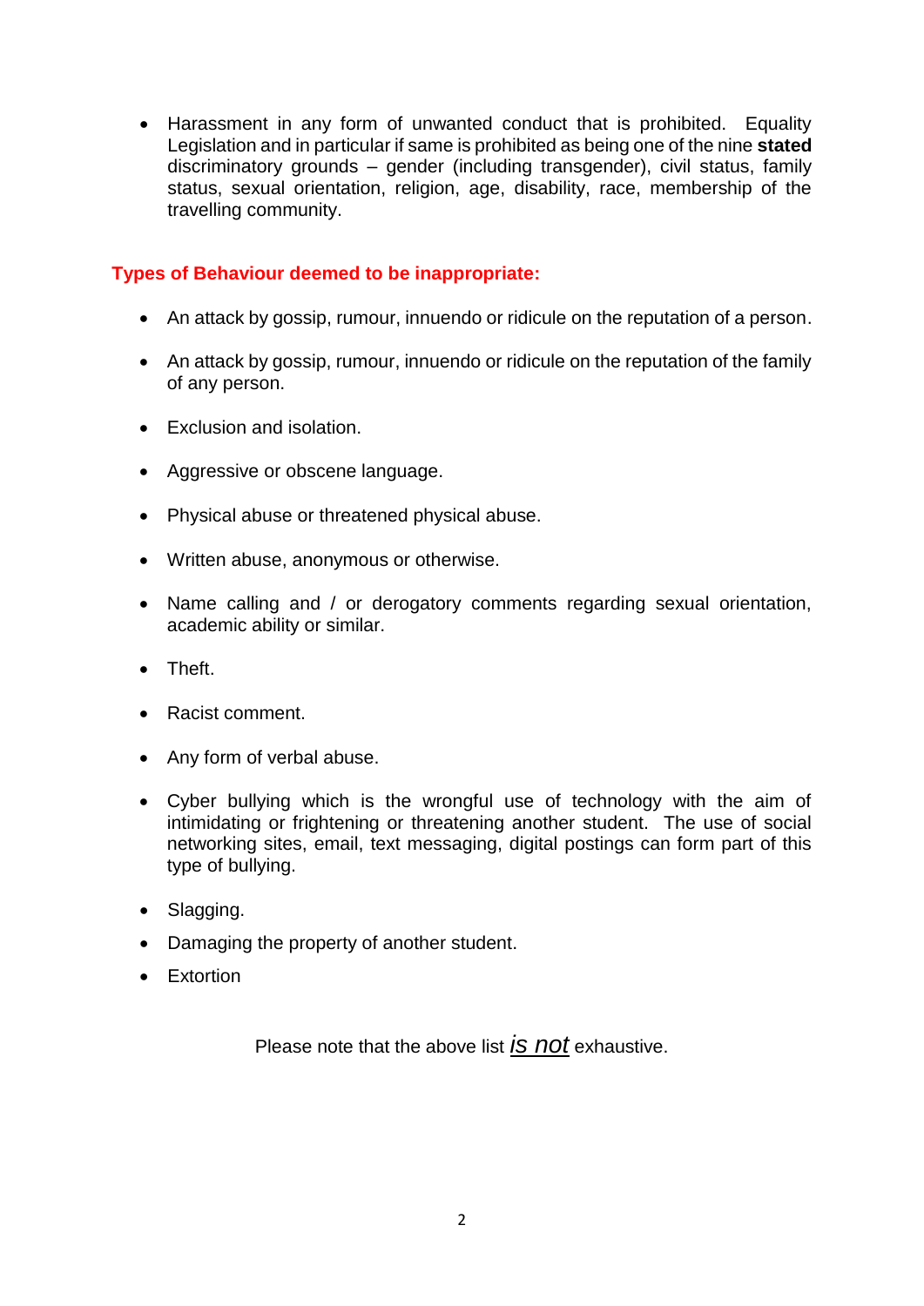- Harassment in any form of unwanted conduct that is prohibited. Equality Legislation and in particular if same is prohibited as being one of the nine **stated** discriminatory grounds – gender (including transgender), civil status, family status, sexual orientation, religion, age, disability, race, membership of the travelling community.

## Types of Behaviour deemed to be inappropriate:

- An attack by gossip, rumour, innuendo or ridicule on the reputation of a person.
- An attack by gossip, rumour, innuendo or ridicule on the reputation of the family of any person.
- Exclusion and isolation.
- Aggressive or obscene language.
- Physical abuse or threatened physical abuse.
- Written abuse, anonymous or otherwise.
- Name calling and / or derogatory comments regarding sexual orientation, academic ability or similar.
- Theft.
- Racist comment.
- Any form of verbal abuse.
- Cyber bullying which is the wrongful use of technology with the aim of intimidating or frightening or threatening another student. The use of social networking sites, email, text messaging, digital postings can form part of this type of bullying.
- Slagging.
- Damaging the property of another student.
- Extortion

Please note that the above list ***is not*** exhaustive.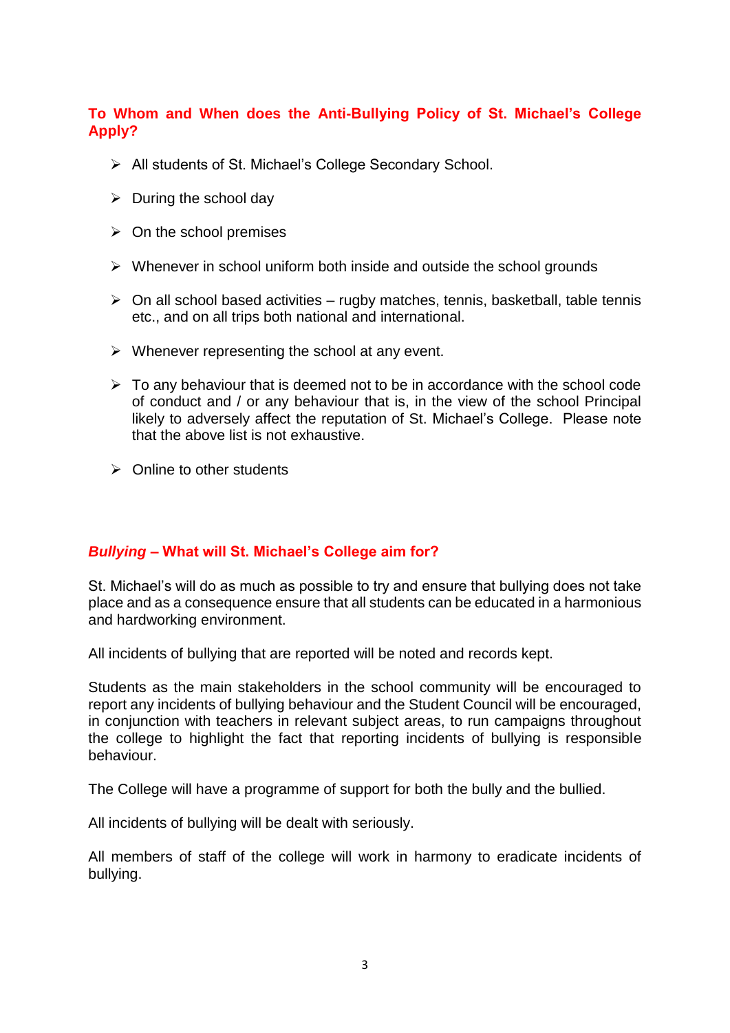## To Whom and When does the Anti-Bullying Policy of St. Michael's College Apply?

- All students of St. Michael's College Secondary School.
- During the school day
- On the school premises
- Whenever in school uniform both inside and outside the school grounds
- On all school based activities – rugby matches, tennis, basketball, table tennis etc., and on all trips both national and international.
- Whenever representing the school at any event.
- To any behaviour that is deemed not to be in accordance with the school code of conduct and / or any behaviour that is, in the view of the school Principal likely to adversely affect the reputation of St. Michael's College. Please note that the above list is not exhaustive.
- Online to other students

## *Bullying* – What will St. Michael's College aim for?

St. Michael's will do as much as possible to try and ensure that bullying does not take place and as a consequence ensure that all students can be educated in a harmonious and hardworking environment.

All incidents of bullying that are reported will be noted and records kept.

Students as the main stakeholders in the school community will be encouraged to report any incidents of bullying behaviour and the Student Council will be encouraged, in conjunction with teachers in relevant subject areas, to run campaigns throughout the college to highlight the fact that reporting incidents of bullying is responsible behaviour.

The College will have a programme of support for both the bully and the bullied.

All incidents of bullying will be dealt with seriously.

All members of staff of the college will work in harmony to eradicate incidents of bullying.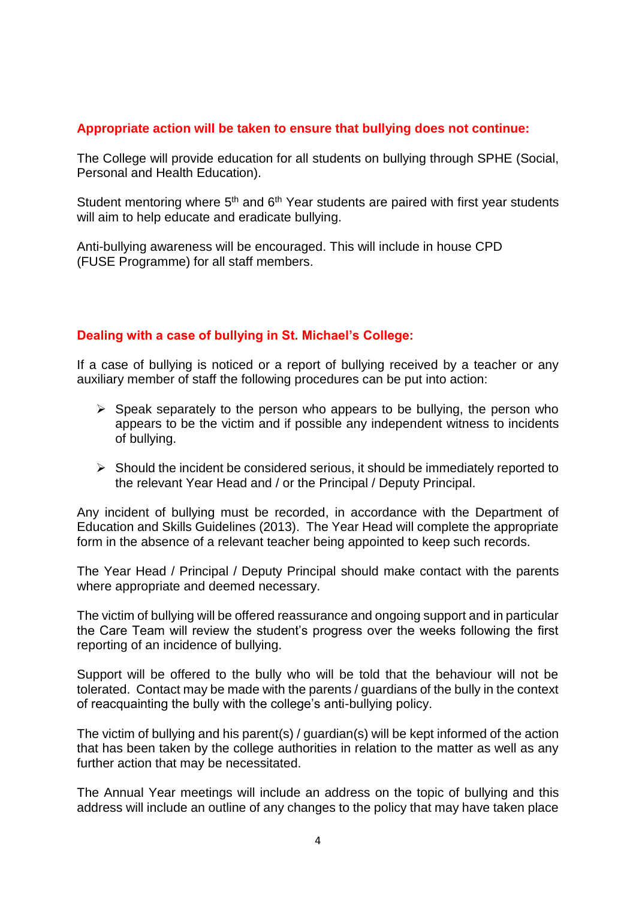## Appropriate action will be taken to ensure that bullying does not continue:

The College will provide education for all students on bullying through SPHE (Social, Personal and Health Education).

Student mentoring where 5th and 6th Year students are paired with first year students will aim to help educate and eradicate bullying.

Anti-bullying awareness will be encouraged. This will include in house CPD (FUSE Programme) for all staff members.

## Dealing with a case of bullying in St. Michael's College:

If a case of bullying is noticed or a report of bullying received by a teacher or any auxiliary member of staff the following procedures can be put into action:

- Speak separately to the person who appears to be bullying, the person who appears to be the victim and if possible any independent witness to incidents of bullying.
- Should the incident be considered serious, it should be immediately reported to the relevant Year Head and / or the Principal / Deputy Principal.

Any incident of bullying must be recorded, in accordance with the Department of Education and Skills Guidelines (2013). The Year Head will complete the appropriate form in the absence of a relevant teacher being appointed to keep such records.

The Year Head / Principal / Deputy Principal should make contact with the parents where appropriate and deemed necessary.

The victim of bullying will be offered reassurance and ongoing support and in particular the Care Team will review the student's progress over the weeks following the first reporting of an incidence of bullying.

Support will be offered to the bully who will be told that the behaviour will not be tolerated. Contact may be made with the parents / guardians of the bully in the context of reacquainting the bully with the college's anti-bullying policy.

The victim of bullying and his parent(s) / guardian(s) will be kept informed of the action that has been taken by the college authorities in relation to the matter as well as any further action that may be necessitated.

The Annual Year meetings will include an address on the topic of bullying and this address will include an outline of any changes to the policy that may have taken place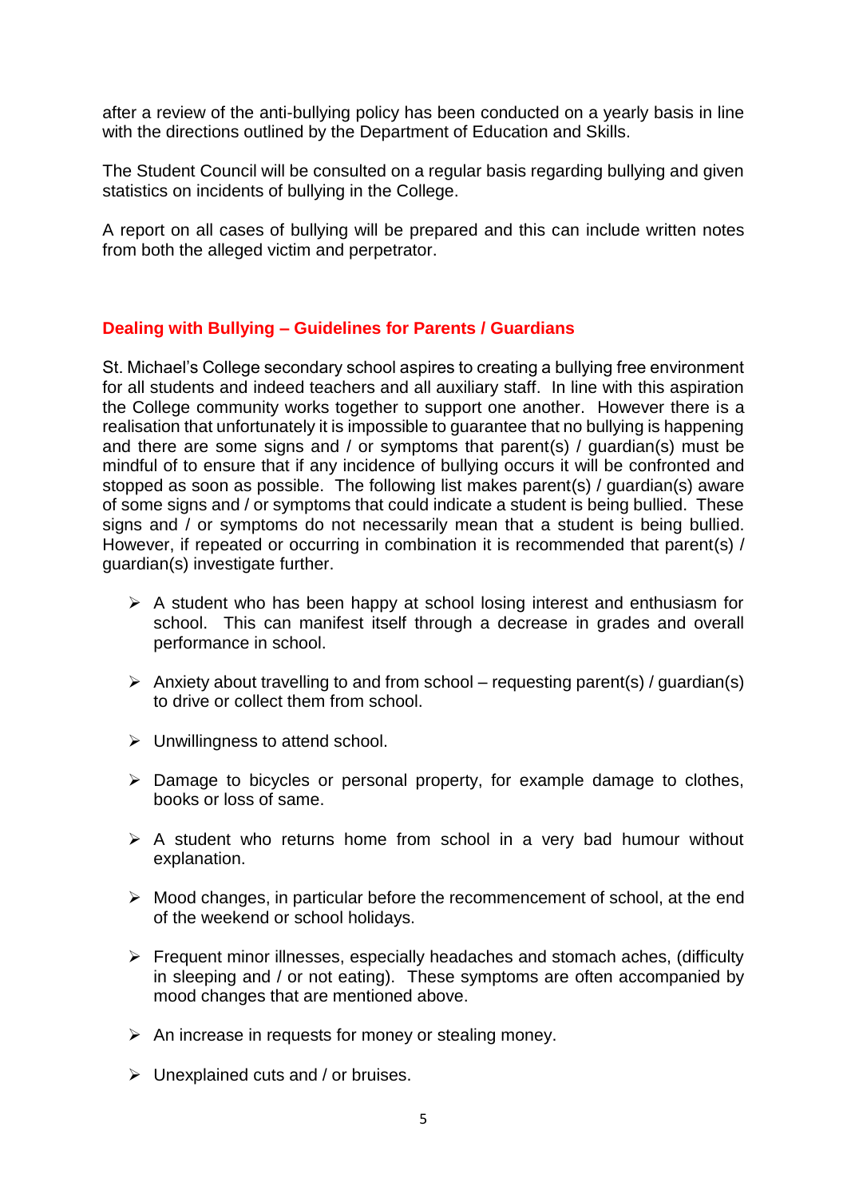after a review of the anti-bullying policy has been conducted on a yearly basis in line with the directions outlined by the Department of Education and Skills.

The Student Council will be consulted on a regular basis regarding bullying and given statistics on incidents of bullying in the College.

A report on all cases of bullying will be prepared and this can include written notes from both the alleged victim and perpetrator.

## Dealing with Bullying – Guidelines for Parents / Guardians

St. Michael's College secondary school aspires to creating a bullying free environment for all students and indeed teachers and all auxiliary staff. In line with this aspiration the College community works together to support one another. However there is a realisation that unfortunately it is impossible to guarantee that no bullying is happening and there are some signs and / or symptoms that parent(s) / guardian(s) must be mindful of to ensure that if any incidence of bullying occurs it will be confronted and stopped as soon as possible. The following list makes parent(s) / guardian(s) aware of some signs and / or symptoms that could indicate a student is being bullied. These signs and / or symptoms do not necessarily mean that a student is being bullied. However, if repeated or occurring in combination it is recommended that parent(s) / guardian(s) investigate further.

- A student who has been happy at school losing interest and enthusiasm for school. This can manifest itself through a decrease in grades and overall performance in school.
- Anxiety about travelling to and from school – requesting parent(s) / guardian(s) to drive or collect them from school.
- Unwillingness to attend school.
- Damage to bicycles or personal property, for example damage to clothes, books or loss of same.
- A student who returns home from school in a very bad humour without explanation.
- Mood changes, in particular before the recommencement of school, at the end of the weekend or school holidays.
- Frequent minor illnesses, especially headaches and stomach aches, (difficulty in sleeping and / or not eating). These symptoms are often accompanied by mood changes that are mentioned above.
- An increase in requests for money or stealing money.
- Unexplained cuts and / or bruises.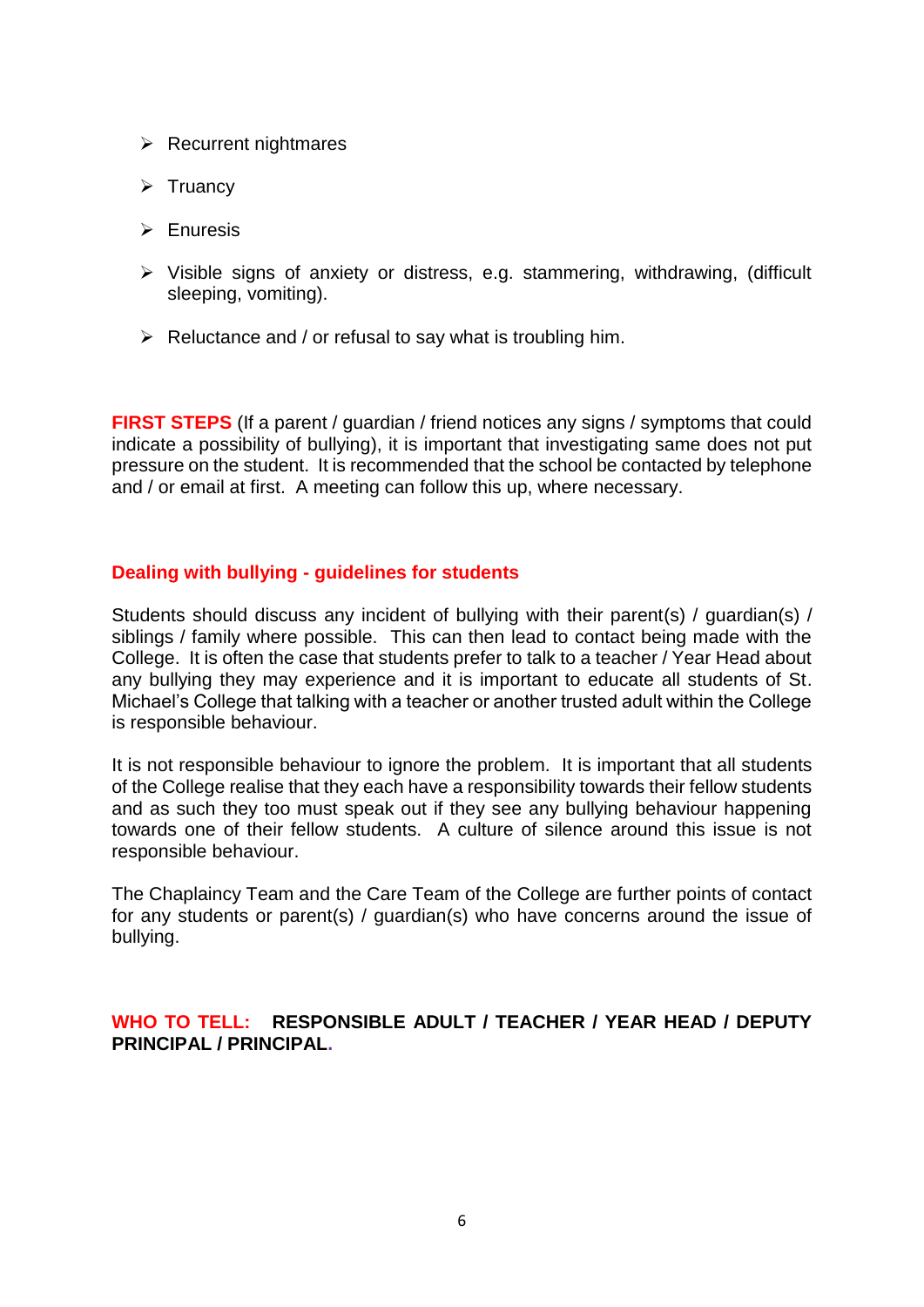- Recurrent nightmares
- Truancy
- Enuresis
- Visible signs of anxiety or distress, e.g. stammering, withdrawing, (difficult sleeping, vomiting).
- Reluctance and / or refusal to say what is troubling him.

**FIRST STEPS** (If a parent / guardian / friend notices any signs / symptoms that could indicate a possibility of bullying), it is important that investigating same does not put pressure on the student. It is recommended that the school be contacted by telephone and / or email at first. A meeting can follow this up, where necessary.

### Dealing with bullying - guidelines for students

Students should discuss any incident of bullying with their parent(s) / guardian(s) / siblings / family where possible. This can then lead to contact being made with the College. It is often the case that students prefer to talk to a teacher / Year Head about any bullying they may experience and it is important to educate all students of St. Michael's College that talking with a teacher or another trusted adult within the College is responsible behaviour.

It is not responsible behaviour to ignore the problem. It is important that all students of the College realise that they each have a responsibility towards their fellow students and as such they too must speak out if they see any bullying behaviour happening towards one of their fellow students. A culture of silence around this issue is not responsible behaviour.

The Chaplaincy Team and the Care Team of the College are further points of contact for any students or parent(s) / guardian(s) who have concerns around the issue of bullying.

**WHO TO TELL: RESPONSIBLE ADULT / TEACHER / YEAR HEAD / DEPUTY PRINCIPAL / PRINCIPAL.**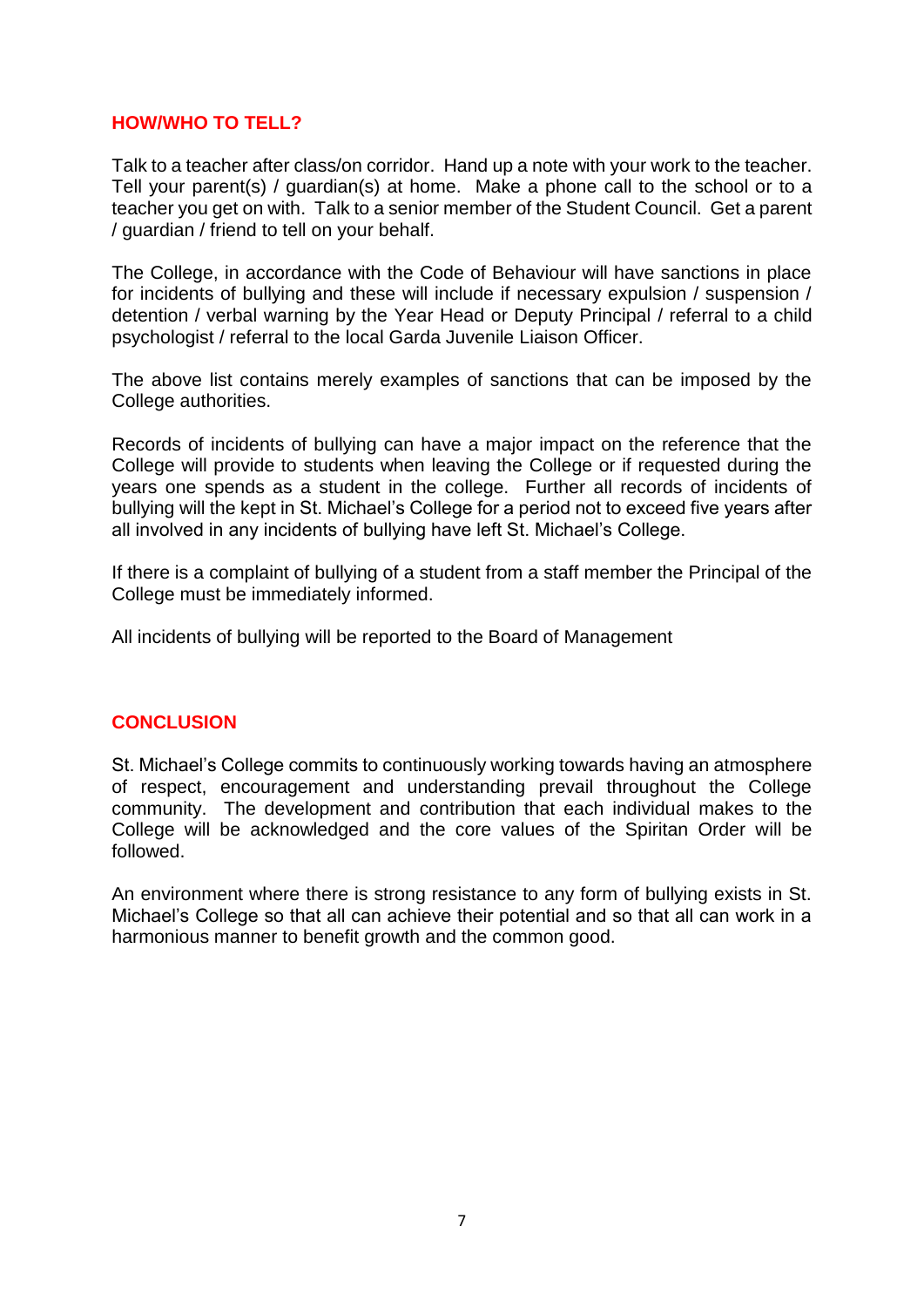## HOW/WHO TO TELL?

Talk to a teacher after class/on corridor. Hand up a note with your work to the teacher. Tell your parent(s) / guardian(s) at home. Make a phone call to the school or to a teacher you get on with. Talk to a senior member of the Student Council. Get a parent / guardian / friend to tell on your behalf.

The College, in accordance with the Code of Behaviour will have sanctions in place for incidents of bullying and these will include if necessary expulsion / suspension / detention / verbal warning by the Year Head or Deputy Principal / referral to a child psychologist / referral to the local Garda Juvenile Liaison Officer.

The above list contains merely examples of sanctions that can be imposed by the College authorities.

Records of incidents of bullying can have a major impact on the reference that the College will provide to students when leaving the College or if requested during the years one spends as a student in the college. Further all records of incidents of bullying will the kept in St. Michael's College for a period not to exceed five years after all involved in any incidents of bullying have left St. Michael's College.

If there is a complaint of bullying of a student from a staff member the Principal of the College must be immediately informed.

All incidents of bullying will be reported to the Board of Management

## CONCLUSION

St. Michael's College commits to continuously working towards having an atmosphere of respect, encouragement and understanding prevail throughout the College community. The development and contribution that each individual makes to the College will be acknowledged and the core values of the Spiritan Order will be followed.

An environment where there is strong resistance to any form of bullying exists in St. Michael's College so that all can achieve their potential and so that all can work in a harmonious manner to benefit growth and the common good.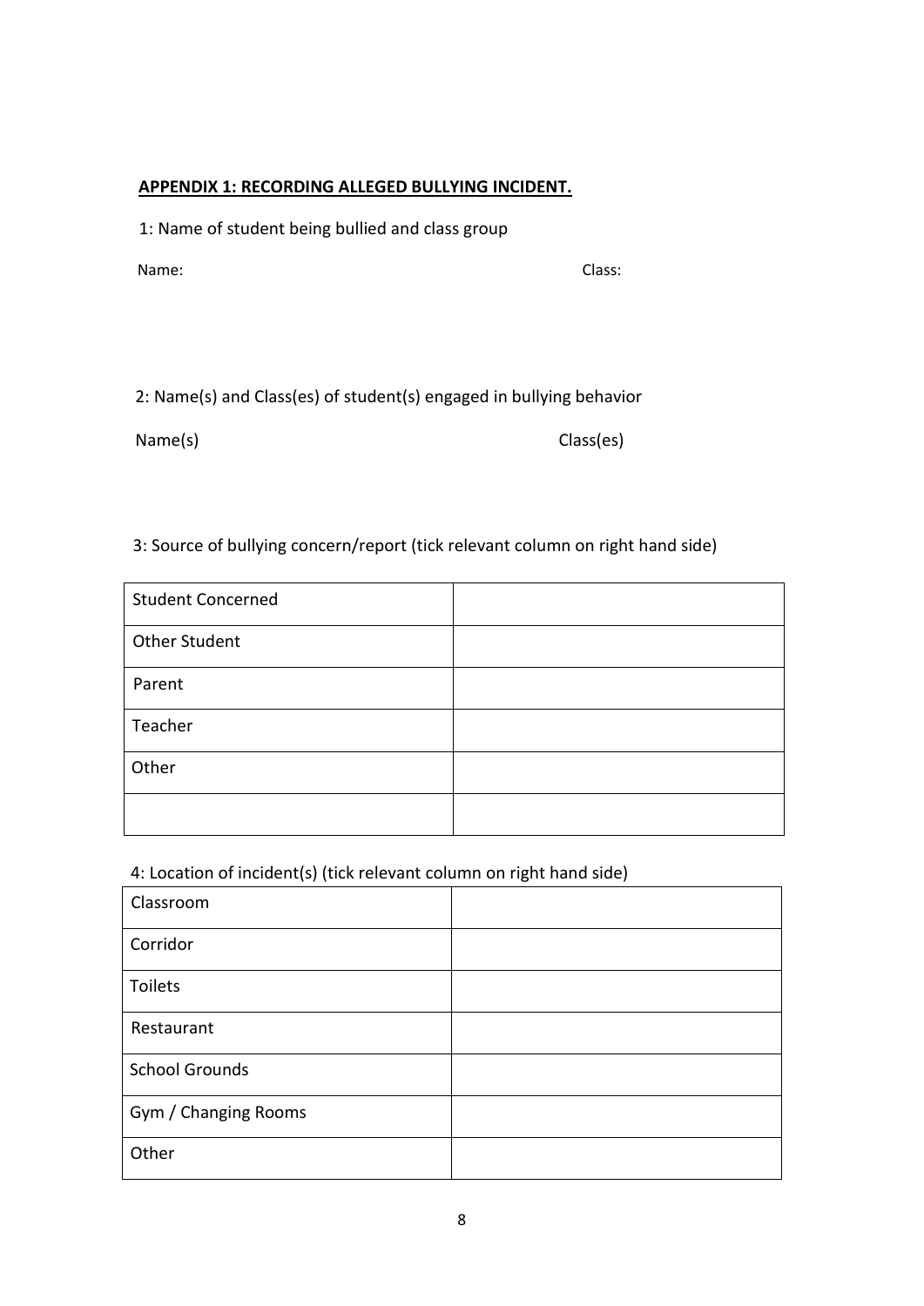**APPENDIX 1: RECORDING ALLEGED BULLYING INCIDENT.**

1: Name of student being bullied and class group

Name: Class:

2: Name(s) and Class(es) of student(s) engaged in bullying behavior

Name(s) Class(es)

3: Source of bullying concern/report (tick relevant column on right hand side)

| | |
|---|---|
| Student Concerned | |
| Other Student | |
| Parent | |
| Teacher | |
| Other | |
| | |

4: Location of incident(s) (tick relevant column on right hand side)

| | |
|---|---|
| Classroom | |
| Corridor | |
| Toilets | |
| Restaurant | |
| School Grounds | |
| Gym / Changing Rooms | |
| Other | |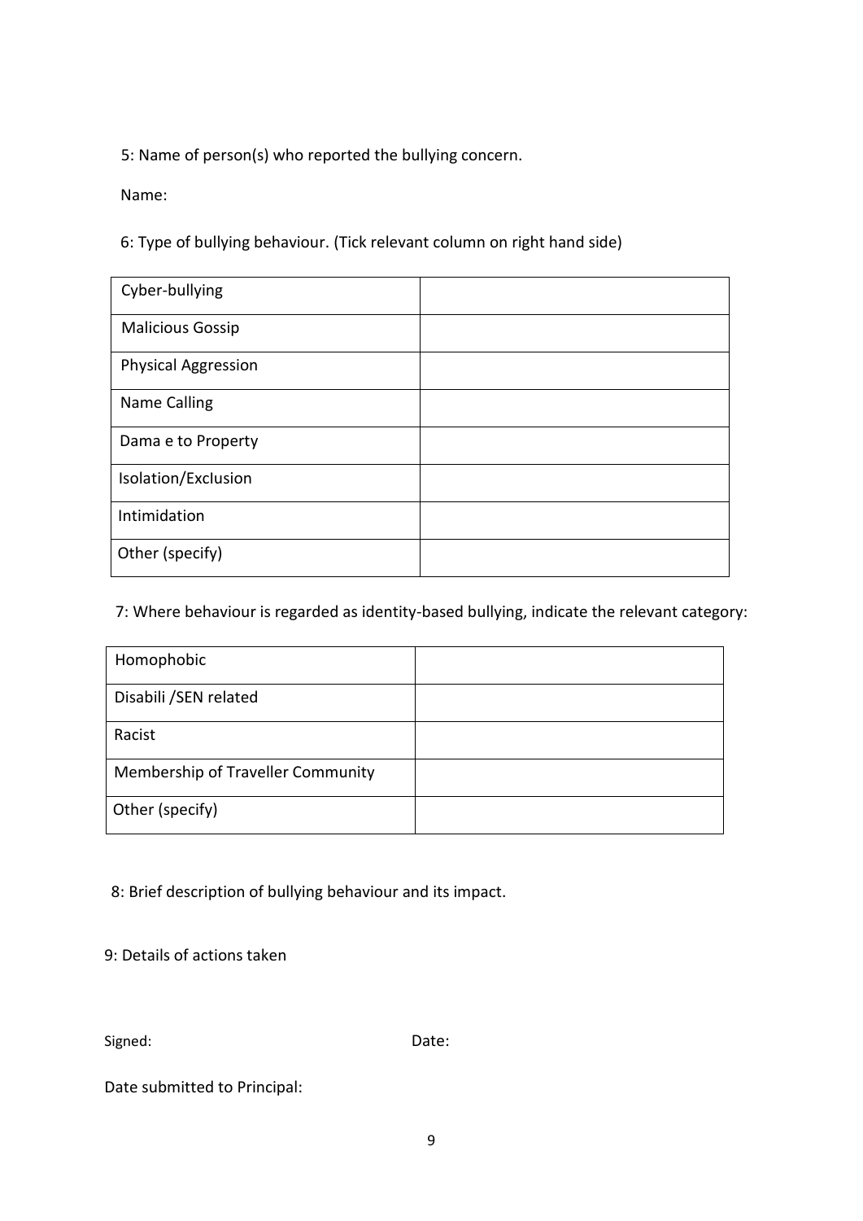5: Name of person(s) who reported the bullying concern.

Name:

6: Type of bullying behaviour. (Tick relevant column on right hand side)

| | |
|---|---|
| Cyber-bullying | |
| Malicious Gossip | |
| Physical Aggression | |
| Name Calling | |
| Dama e to Property | |
| Isolation/Exclusion | |
| Intimidation | |
| Other (specify) | |

7: Where behaviour is regarded as identity-based bullying, indicate the relevant category:

| | |
|---|---|
| Homophobic | |
| Disabili /SEN related | |
| Racist | |
| Membership of Traveller Community | |
| Other (specify) | |

8: Brief description of bullying behaviour and its impact.

9: Details of actions taken

Signed: Date:

Date submitted to Principal: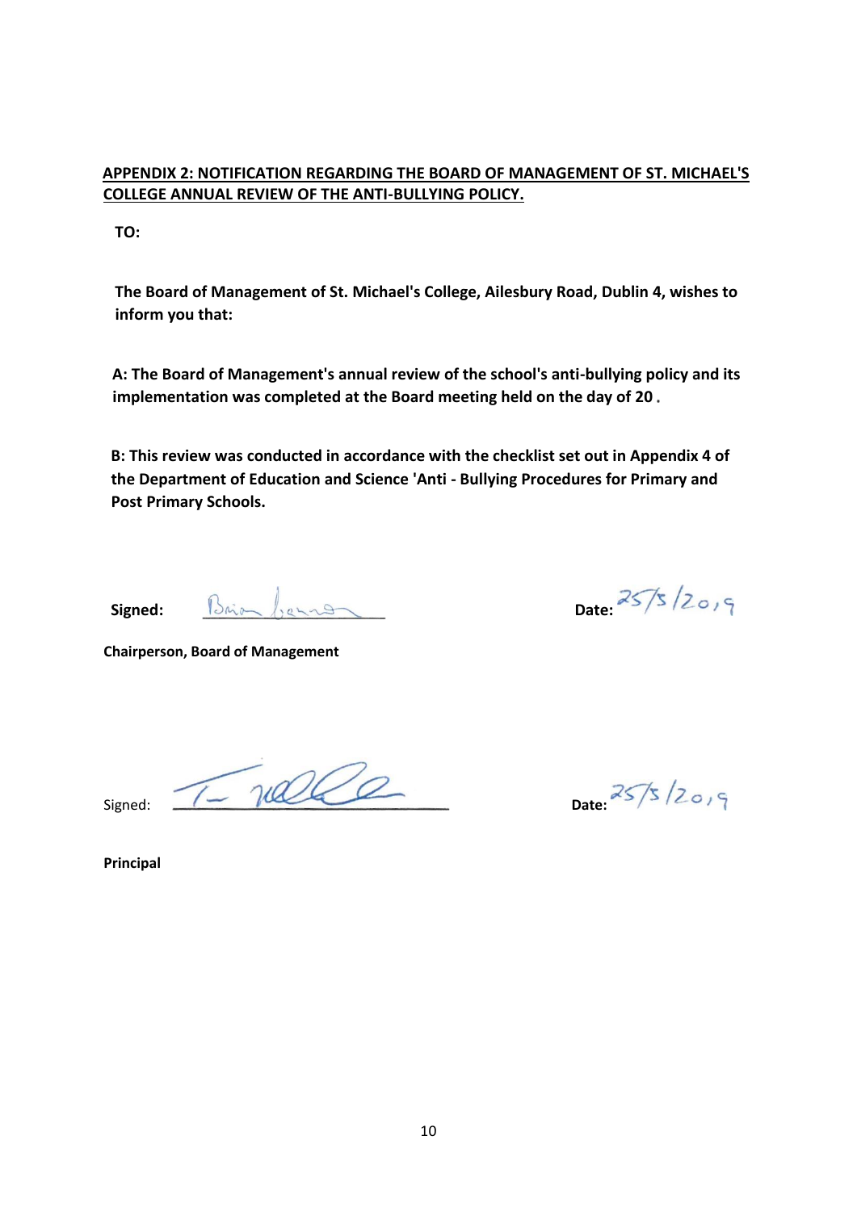**APPENDIX 2: NOTIFICATION REGARDING THE BOARD OF MANAGEMENT OF ST. MICHAEL'S COLLEGE ANNUAL REVIEW OF THE ANTI-BULLYING POLICY.**

**TO:**

**The Board of Management of St. Michael's College, Ailesbury Road, Dublin 4, wishes to inform you that:**

**A: The Board of Management's annual review of the school's anti-bullying policy and its implementation was completed at the Board meeting held on the day of 20 .**

**B: This review was conducted in accordance with the checklist set out in Appendix 4 of the Department of Education and Science 'Anti - Bullying Procedures for Primary and Post Primary Schools.**

**Signed:** ____________________ **Date:** 25/5/2019

**Chairperson, Board of Management**

Signed: ____________________ **Date:** 25/5/2019

**Principal**